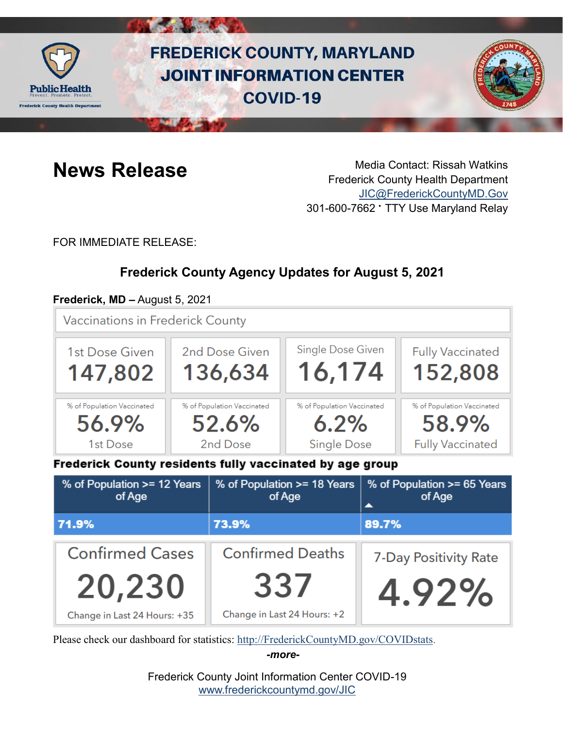FREDERICK COUNTY, MARYLAND
JOINT INFORMATION CENTER
COVID-19

Public Health
Prevent. Promote. Protect.
Frederick County Health Department

# News Release

Media Contact: Rissah Watkins
Frederick County Health Department
JIC@FrederickCountyMD.Gov
301-600-7662 • TTY Use Maryland Relay

FOR IMMEDIATE RELEASE:

## Frederick County Agency Updates for August 5, 2021

**Frederick, MD –** August 5, 2021

### Vaccinations in Frederick County

| 1st Dose Given | 2nd Dose Given | Single Dose Given | Fully Vaccinated |
|---|---|---|---|
| 147,802 | 136,634 | 16,174 | 152,808 |
| % of Population Vaccinated 56.9% 1st Dose | % of Population Vaccinated 52.6% 2nd Dose | % of Population Vaccinated 6.2% Single Dose | % of Population Vaccinated 58.9% Fully Vaccinated |

**Frederick County residents fully vaccinated by age group**

| % of Population >= 12 Years of Age | % of Population >= 18 Years of Age | % of Population >= 65 Years of Age |
|---|---|---|
| 71.9% | 73.9% | 89.7% |

| Confirmed Cases | Confirmed Deaths | 7-Day Positivity Rate |
|---|---|---|
| 20,230 | 337 | 4.92% |
| Change in Last 24 Hours: +35 | Change in Last 24 Hours: +2 | |

Please check our dashboard for statistics: http://FrederickCountyMD.gov/COVIDstats.

*-more-*

Frederick County Joint Information Center COVID-19
www.frederickcountymd.gov/JIC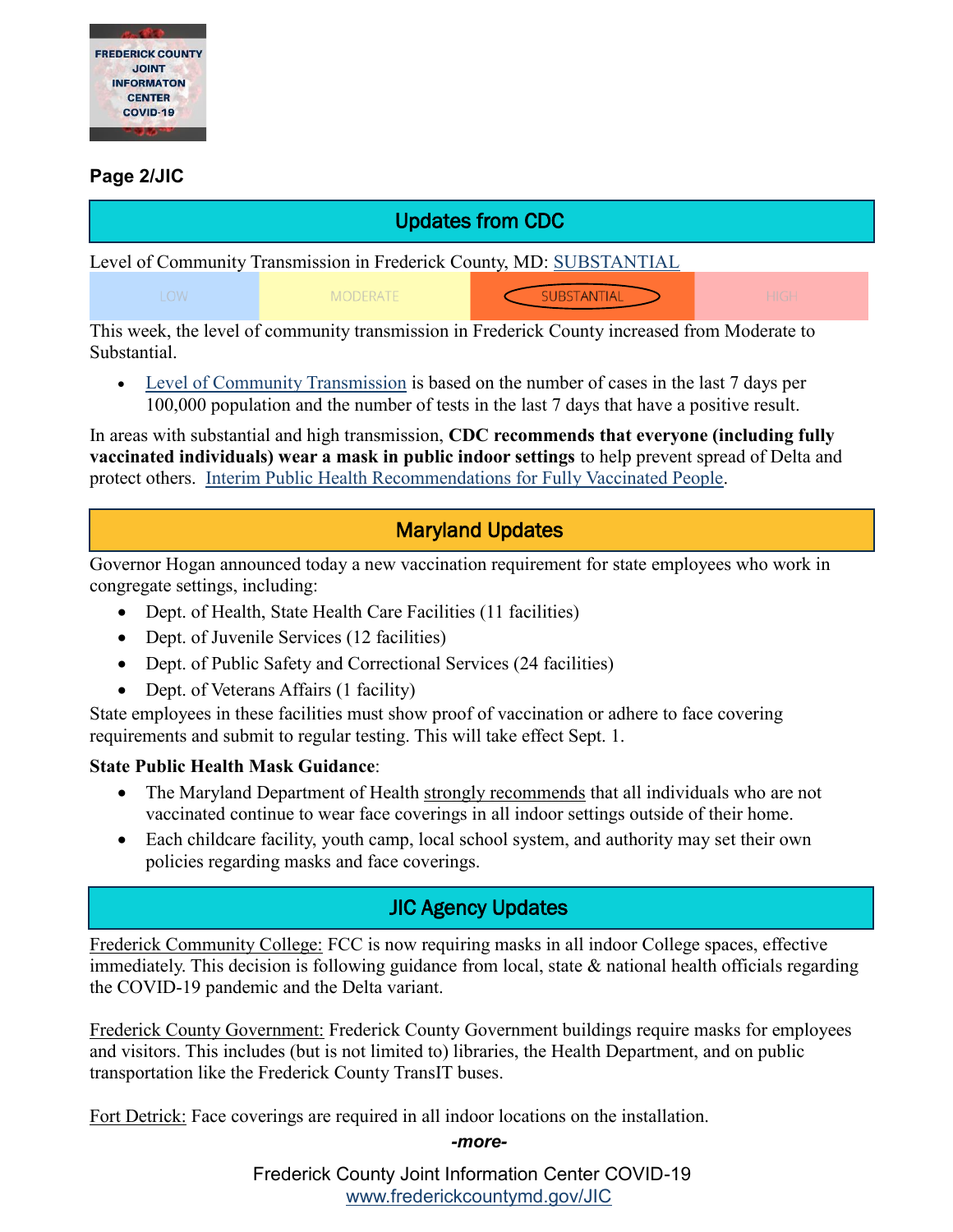**Page 2/JIC**

## Updates from CDC

Level of Community Transmission in Frederick County, MD: SUBSTANTIAL

| LOW | MODERATE | SUBSTANTIAL | HIGH |
|---|---|---|---|

This week, the level of community transmission in Frederick County increased from Moderate to Substantial.

- Level of Community Transmission is based on the number of cases in the last 7 days per 100,000 population and the number of tests in the last 7 days that have a positive result.

In areas with substantial and high transmission, **CDC recommends that everyone (including fully vaccinated individuals) wear a mask in public indoor settings** to help prevent spread of Delta and protect others. Interim Public Health Recommendations for Fully Vaccinated People.

## Maryland Updates

Governor Hogan announced today a new vaccination requirement for state employees who work in congregate settings, including:

- Dept. of Health, State Health Care Facilities (11 facilities)
- Dept. of Juvenile Services (12 facilities)
- Dept. of Public Safety and Correctional Services (24 facilities)
- Dept. of Veterans Affairs (1 facility)

State employees in these facilities must show proof of vaccination or adhere to face covering requirements and submit to regular testing. This will take effect Sept. 1.

**State Public Health Mask Guidance**:

- The Maryland Department of Health strongly recommends that all individuals who are not vaccinated continue to wear face coverings in all indoor settings outside of their home.
- Each childcare facility, youth camp, local school system, and authority may set their own policies regarding masks and face coverings.

## JIC Agency Updates

Frederick Community College: FCC is now requiring masks in all indoor College spaces, effective immediately. This decision is following guidance from local, state & national health officials regarding the COVID-19 pandemic and the Delta variant.

Frederick County Government: Frederick County Government buildings require masks for employees and visitors. This includes (but is not limited to) libraries, the Health Department, and on public transportation like the Frederick County TransIT buses.

Fort Detrick: Face coverings are required in all indoor locations on the installation.

*-more-*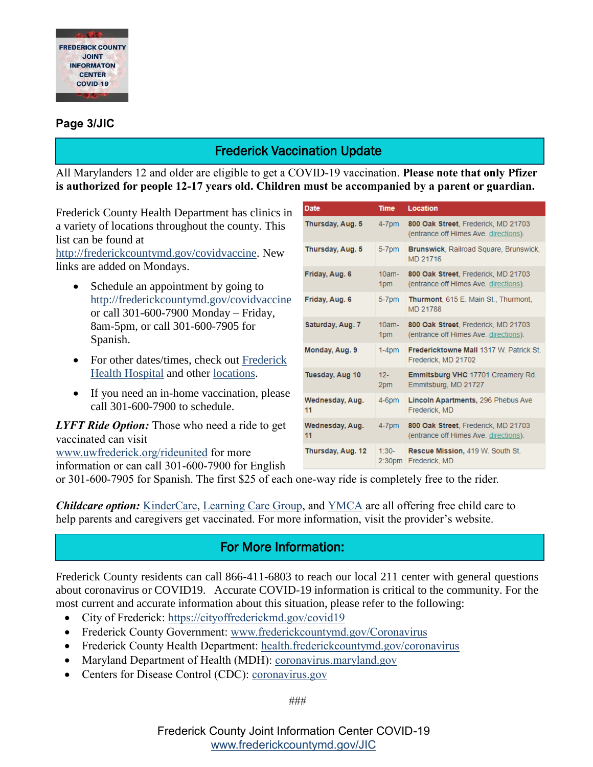FREDERICK COUNTY JOINT INFORMATON CENTER COVID-19

**Page 3/JIC**

## Frederick Vaccination Update

All Marylanders 12 and older are eligible to get a COVID-19 vaccination. **Please note that only Pfizer is authorized for people 12-17 years old. Children must be accompanied by a parent or guardian.**

Frederick County Health Department has clinics in a variety of locations throughout the county. This list can be found at http://frederickcountymd.gov/covidvaccine. New links are added on Mondays.

- Schedule an appointment by going to http://frederickcountymd.gov/covidvaccine or call 301-600-7900 Monday – Friday, 8am-5pm, or call 301-600-7905 for Spanish.
- For other dates/times, check out Frederick Health Hospital and other locations.
- If you need an in-home vaccination, please call 301-600-7900 to schedule.

| Date | Time | Location |
|---|---|---|
| Thursday, Aug. 5 | 4-7pm | **800 Oak Street**, Frederick, MD 21703 (entrance off Himes Ave. directions). |
| Thursday, Aug. 5 | 5-7pm | **Brunswick**, Railroad Square, Brunswick, MD 21716 |
| Friday, Aug. 6 | 10am-1pm | **800 Oak Street**, Frederick, MD 21703 (entrance off Himes Ave. directions). |
| Friday, Aug. 6 | 5-7pm | **Thurmont**, 615 E. Main St., Thurmont, MD 21788 |
| Saturday, Aug. 7 | 10am-1pm | **800 Oak Street**, Frederick, MD 21703 (entrance off Himes Ave. directions). |
| Monday, Aug. 9 | 1-4pm | **Fredericktowne Mall** 1317 W. Patrick St. Frederick, MD 21702 |
| Tuesday, Aug 10 | 12-2pm | **Emmitsburg VHC** 17701 Creamery Rd. Emmitsburg, MD 21727 |
| Wednesday, Aug. 11 | 4-6pm | **Lincoln Apartments,** 296 Phebus Ave Frederick, MD |
| Wednesday, Aug. 11 | 4-7pm | **800 Oak Street**, Frederick, MD 21703 (entrance off Himes Ave. directions). |
| Thursday, Aug. 12 | 1:30-2:30pm | **Rescue Mission,** 419 W. South St. Frederick, MD |

***LYFT Ride Option:*** Those who need a ride to get vaccinated can visit www.uwfrederick.org/rideunited for more information or can call 301-600-7900 for English or 301-600-7905 for Spanish. The first $25 of each one-way ride is completely free to the rider.

***Childcare option:*** KinderCare, Learning Care Group, and YMCA are all offering free child care to help parents and caregivers get vaccinated. For more information, visit the provider's website.

## For More Information:

Frederick County residents can call 866-411-6803 to reach our local 211 center with general questions about coronavirus or COVID19. Accurate COVID-19 information is critical to the community. For the most current and accurate information about this situation, please refer to the following:

- City of Frederick: https://cityoffrederickmd.gov/covid19
- Frederick County Government: www.frederickcountymd.gov/Coronavirus
- Frederick County Health Department: health.frederickcountymd.gov/coronavirus
- Maryland Department of Health (MDH): coronavirus.maryland.gov
- Centers for Disease Control (CDC): coronavirus.gov

###

Frederick County Joint Information Center COVID-19
www.frederickcountymd.gov/JIC